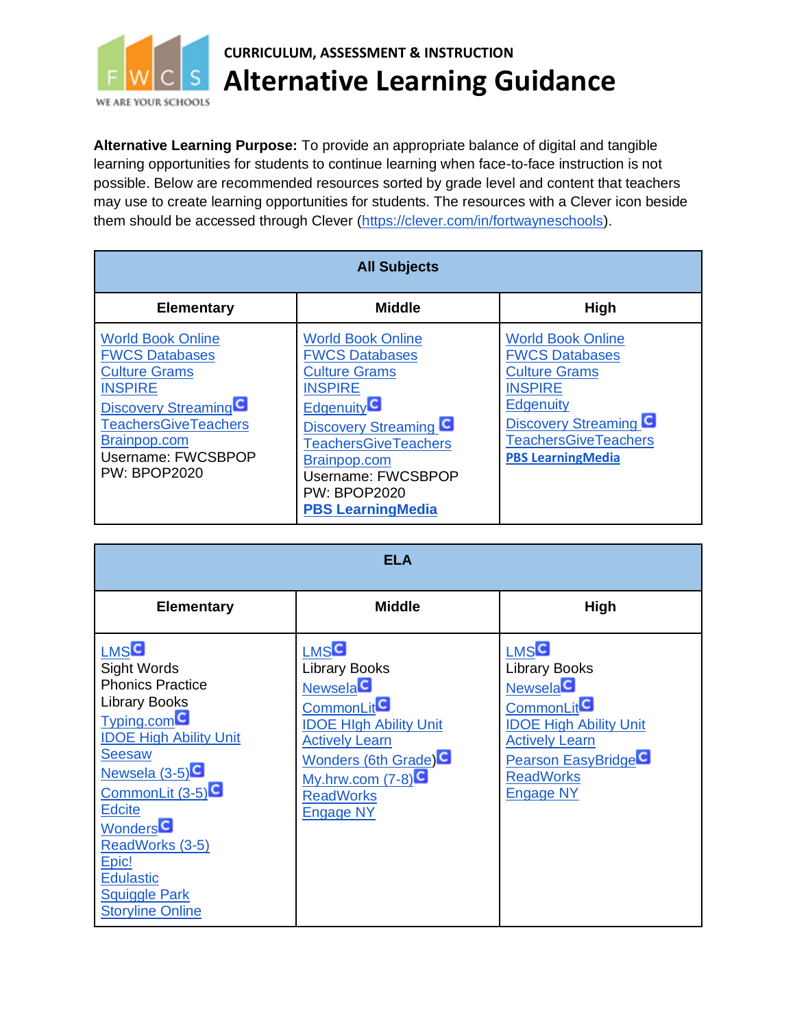CURRICULUM, ASSESSMENT & INSTRUCTION

# Alternative Learning Guidance

**Alternative Learning Purpose:** To provide an appropriate balance of digital and tangible learning opportunities for students to continue learning when face-to-face instruction is not possible. Below are recommended resources sorted by grade level and content that teachers may use to create learning opportunities for students. The resources with a Clever icon beside them should be accessed through Clever (https://clever.com/in/fortwayneschools).

| All Subjects | | |
|---|---|---|
| **Elementary** | **Middle** | **High** |
| World Book Online<br>FWCS Databases<br>Culture Grams<br>INSPIRE<br>Discovery Streaming (Clever)<br>TeachersGiveTeachers<br>Brainpop.com<br>Username: FWCSBPOP<br>PW: BPOP2020 | World Book Online<br>FWCS Databases<br>Culture Grams<br>INSPIRE<br>Edgenuity (Clever)<br>Discovery Streaming (Clever)<br>TeachersGiveTeachers<br>Brainpop.com<br>Username: FWCSBPOP<br>PW: BPOP2020<br>**PBS LearningMedia** | World Book Online<br>FWCS Databases<br>Culture Grams<br>INSPIRE<br>Edgenuity<br>Discovery Streaming (Clever)<br>TeachersGiveTeachers<br>**PBS LearningMedia** |

| ELA | | |
|---|---|---|
| **Elementary** | **Middle** | **High** |
| LMS (Clever)<br>Sight Words<br>Phonics Practice<br>Library Books<br>Typing.com (Clever)<br>IDOE High Ability Unit<br>Seesaw<br>Newsela (3-5) (Clever)<br>CommonLit (3-5) (Clever)<br>Edcite<br>Wonders (Clever)<br>ReadWorks (3-5)<br>Epic!<br>Edulastic<br>Squiggle Park<br>Storyline Online | LMS (Clever)<br>Library Books<br>Newsela (Clever)<br>CommonLit (Clever)<br>IDOE HIgh Ability Unit<br>Actively Learn<br>Wonders (6th Grade) (Clever)<br>My.hrw.com (7-8) (Clever)<br>ReadWorks<br>Engage NY | LMS (Clever)<br>Library Books<br>Newsela (Clever)<br>CommonLit (Clever)<br>IDOE High Ability Unit<br>Actively Learn<br>Pearson EasyBridge (Clever)<br>ReadWorks<br>Engage NY |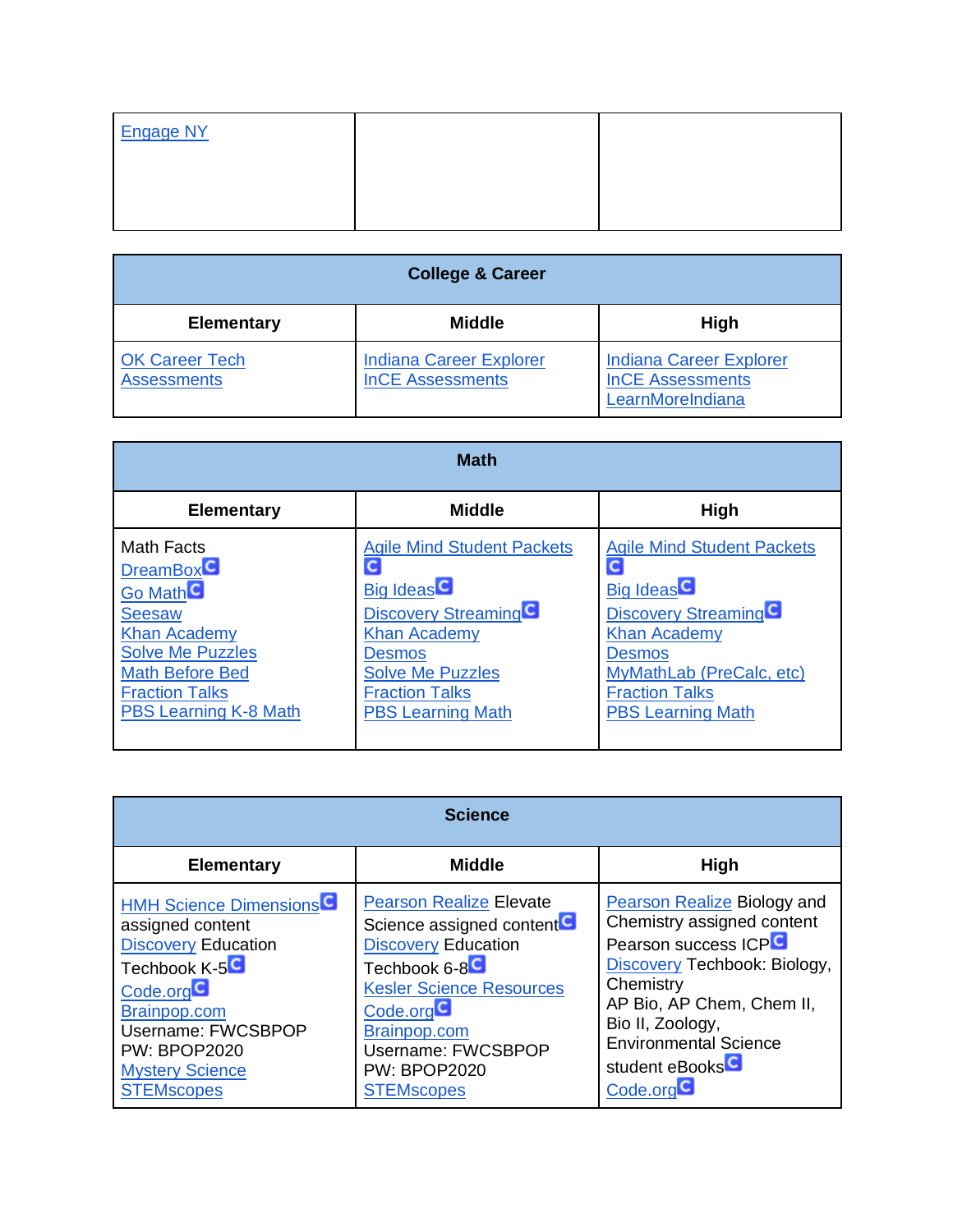| Engage NY | | |
|---|---|---|

| College & Career | | |
|---|---|---|
| **Elementary** | **Middle** | **High** |
| OK Career Tech Assessments | Indiana Career Explorer<br>InCE Assessments | Indiana Career Explorer<br>InCE Assessments<br>LearnMoreIndiana |

| Math | | |
|---|---|---|
| **Elementary** | **Middle** | **High** |
| Math Facts<br>DreamBox<br>Go Math<br>Seesaw<br>Khan Academy<br>Solve Me Puzzles<br>Math Before Bed<br>Fraction Talks<br>PBS Learning K-8 Math | Agile Mind Student Packets<br>Big Ideas<br>Discovery Streaming<br>Khan Academy<br>Desmos<br>Solve Me Puzzles<br>Fraction Talks<br>PBS Learning Math | Agile Mind Student Packets<br>Big Ideas<br>Discovery Streaming<br>Khan Academy<br>Desmos<br>MyMathLab (PreCalc, etc)<br>Fraction Talks<br>PBS Learning Math |

| Science | | |
|---|---|---|
| **Elementary** | **Middle** | **High** |
| HMH Science Dimensions assigned content<br>Discovery Education Techbook K-5<br>Code.org<br>Brainpop.com<br>Username: FWCSBPOP<br>PW: BPOP2020<br>Mystery Science<br>STEMscopes | Pearson Realize Elevate Science assigned content<br>Discovery Education Techbook 6-8<br>Kesler Science Resources<br>Code.org<br>Brainpop.com<br>Username: FWCSBPOP<br>PW: BPOP2020<br>STEMscopes | Pearson Realize Biology and Chemistry assigned content<br>Pearson success ICP<br>Discovery Techbook: Biology, Chemistry<br>AP Bio, AP Chem, Chem II, Bio II, Zoology, Environmental Science student eBooks<br>Code.org |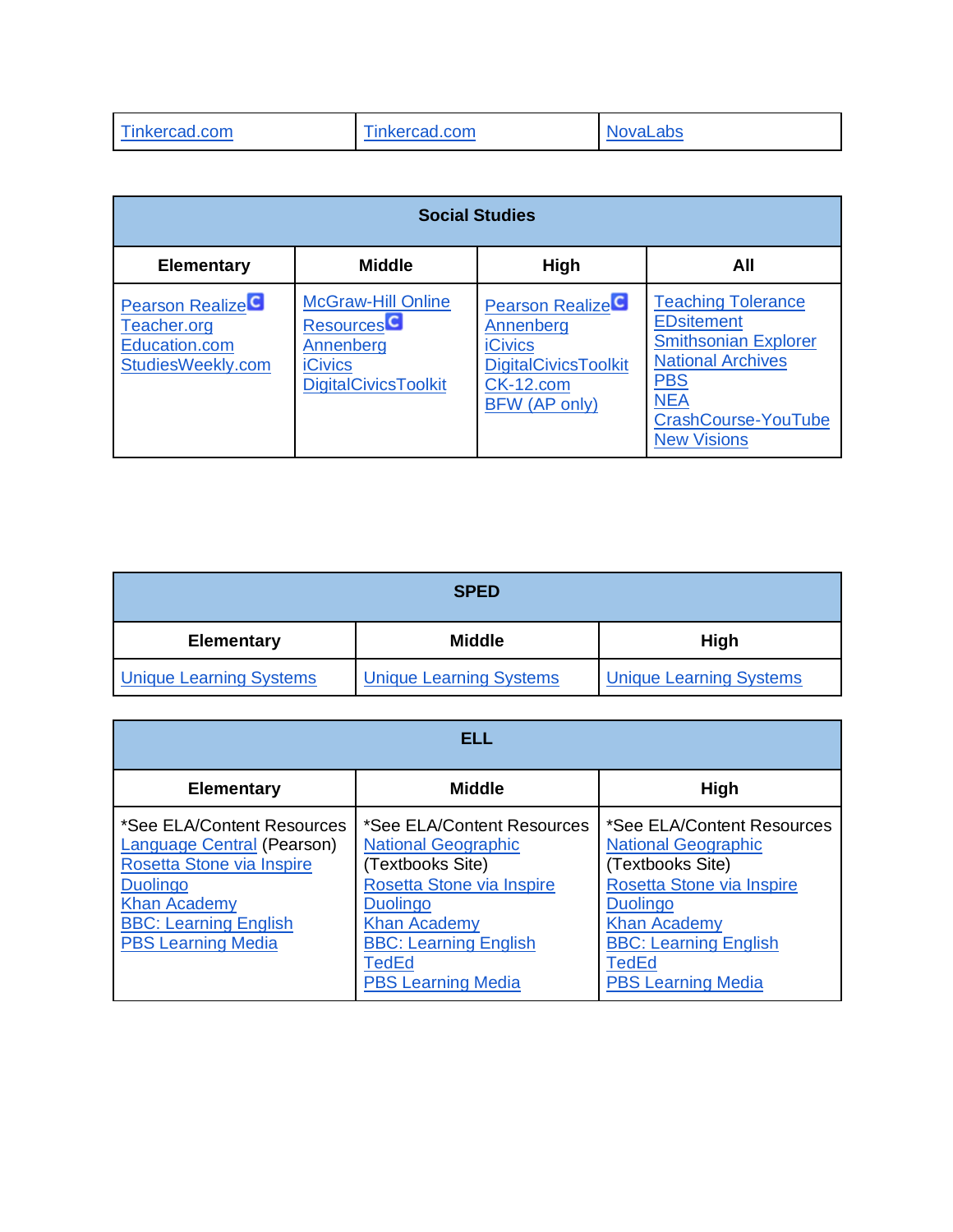| Tinkercad.com | Tinkercad.com | NovaLabs |
|---|---|---|

| Social Studies | | | |
|---|---|---|---|
| **Elementary** | **Middle** | **High** | **All** |
| Pearson Realize<br>Teacher.org<br>Education.com<br>StudiesWeekly.com | McGraw-Hill Online Resources<br>Annenberg<br>iCivics<br>DigitalCivicsToolkit | Pearson Realize<br>Annenberg<br>iCivics<br>DigitalCivicsToolkit<br>CK-12.com<br>BFW (AP only) | Teaching Tolerance<br>EDsitement<br>Smithsonian Explorer<br>National Archives<br>PBS<br>NEA<br>CrashCourse-YouTube<br>New Visions |

| SPED | | |
|---|---|---|
| **Elementary** | **Middle** | **High** |
| Unique Learning Systems | Unique Learning Systems | Unique Learning Systems |

| ELL | | |
|---|---|---|
| **Elementary** | **Middle** | **High** |
| *See ELA/Content Resources<br>Language Central (Pearson)<br>Rosetta Stone via Inspire<br>Duolingo<br>Khan Academy<br>BBC: Learning English<br>PBS Learning Media | *See ELA/Content Resources<br>National Geographic (Textbooks Site)<br>Rosetta Stone via Inspire<br>Duolingo<br>Khan Academy<br>BBC: Learning English<br>TedEd<br>PBS Learning Media | *See ELA/Content Resources<br>National Geographic (Textbooks Site)<br>Rosetta Stone via Inspire<br>Duolingo<br>Khan Academy<br>BBC: Learning English<br>TedEd<br>PBS Learning Media |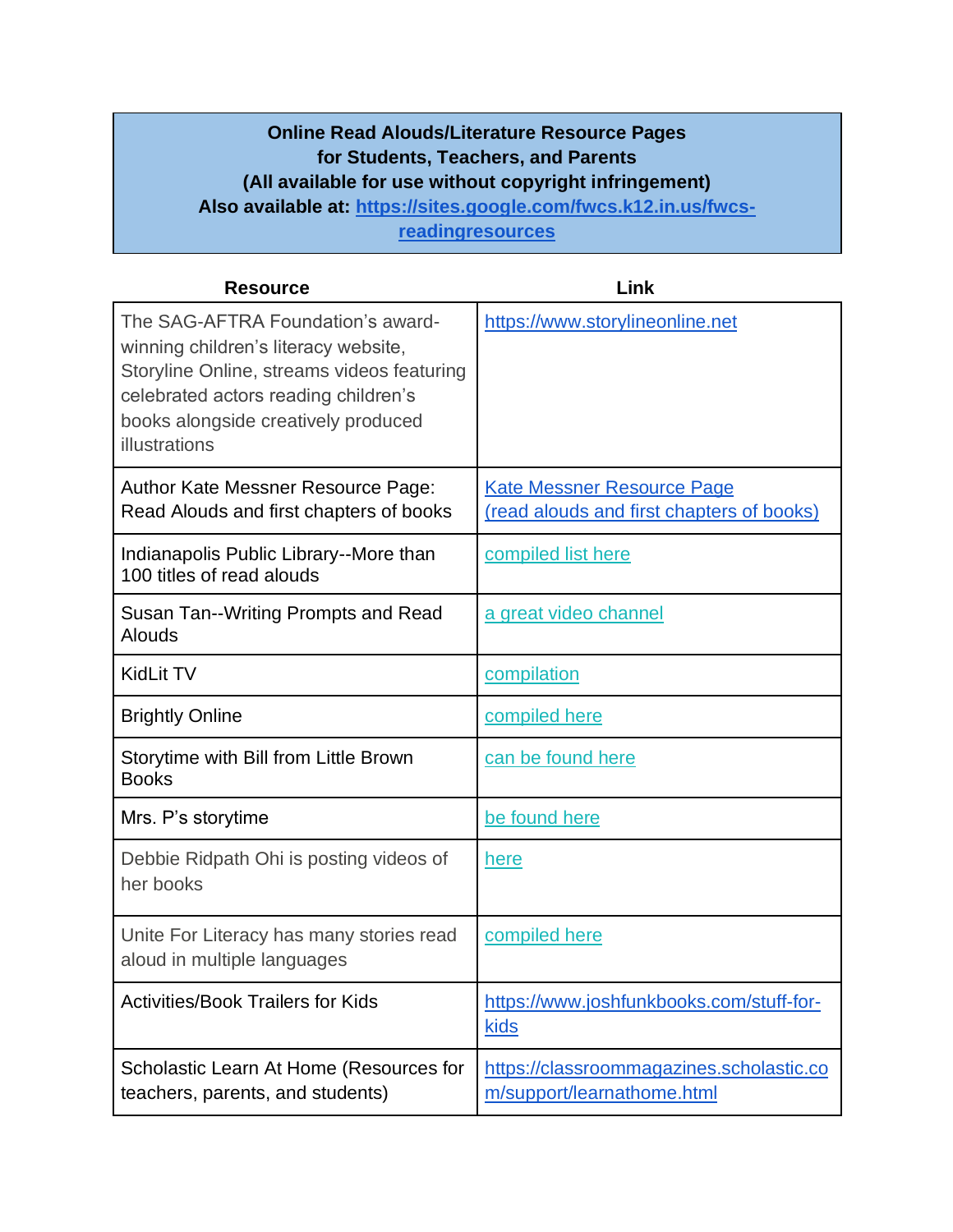**Online Read Alouds/Literature Resource Pages**
**for Students, Teachers, and Parents**
**(All available for use without copyright infringement)**
**Also available at: https://sites.google.com/fwcs.k12.in.us/fwcs-readingresources**

| Resource | Link |
|---|---|
| The SAG-AFTRA Foundation's award-winning children's literacy website, Storyline Online, streams videos featuring celebrated actors reading children's books alongside creatively produced illustrations | https://www.storylineonline.net |
| Author Kate Messner Resource Page: Read Alouds and first chapters of books | Kate Messner Resource Page (read alouds and first chapters of books) |
| Indianapolis Public Library--More than 100 titles of read alouds | compiled list here |
| Susan Tan--Writing Prompts and Read Alouds | a great video channel |
| KidLit TV | compilation |
| Brightly Online | compiled here |
| Storytime with Bill from Little Brown Books | can be found here |
| Mrs. P's storytime | be found here |
| Debbie Ridpath Ohi is posting videos of her books | here |
| Unite For Literacy has many stories read aloud in multiple languages | compiled here |
| Activities/Book Trailers for Kids | https://www.joshfunkbooks.com/stuff-for-kids |
| Scholastic Learn At Home (Resources for teachers, parents, and students) | https://classroommagazines.scholastic.com/support/learnathome.html |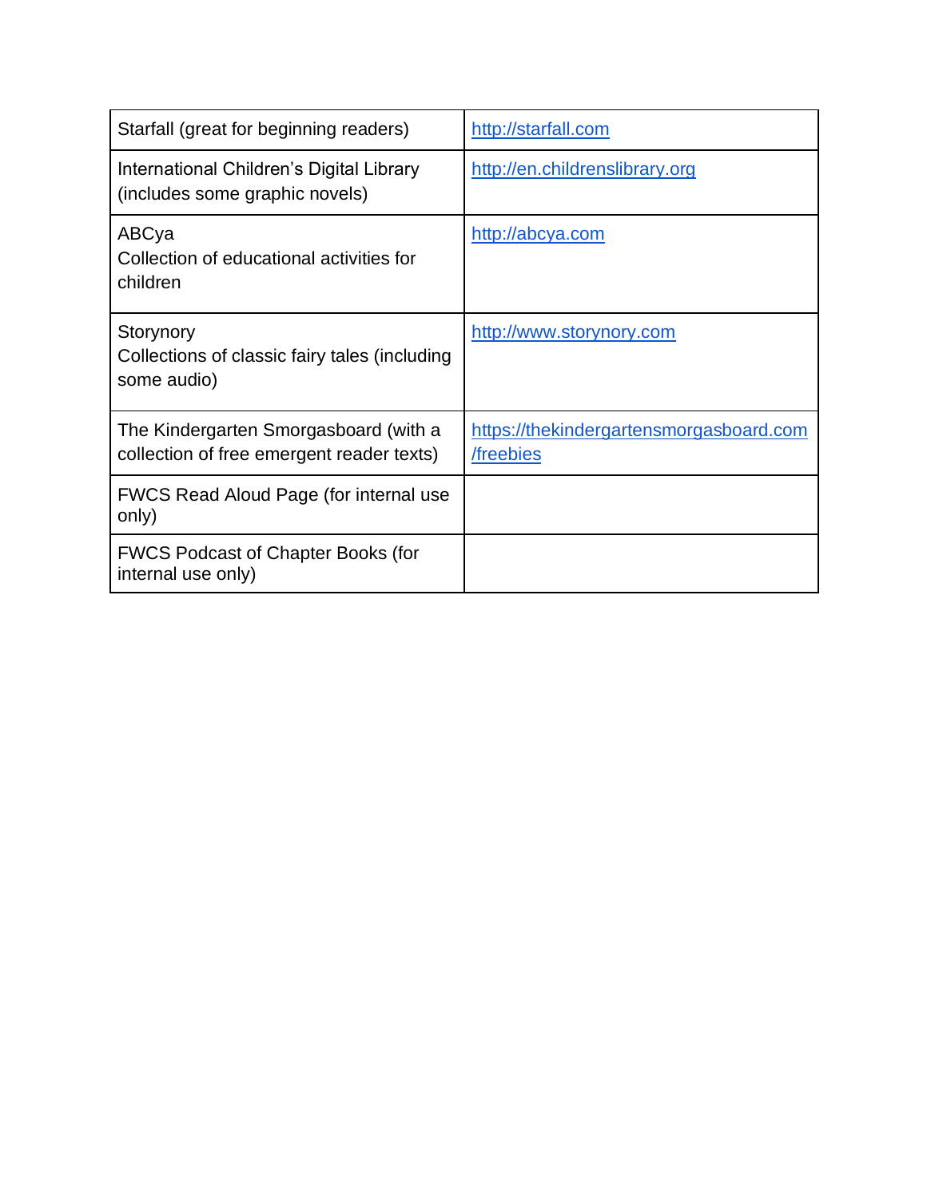| | |
|---|---|
| Starfall (great for beginning readers) | http://starfall.com |
| International Children's Digital Library (includes some graphic novels) | http://en.childrenslibrary.org |
| ABCya<br>Collection of educational activities for children | http://abcya.com |
| Storynory<br>Collections of classic fairy tales (including some audio) | http://www.storynory.com |
| The Kindergarten Smorgasboard (with a collection of free emergent reader texts) | https://thekindergartensmorgasboard.com/freebies |
| FWCS Read Aloud Page (for internal use only) | |
| FWCS Podcast of Chapter Books (for internal use only) | |